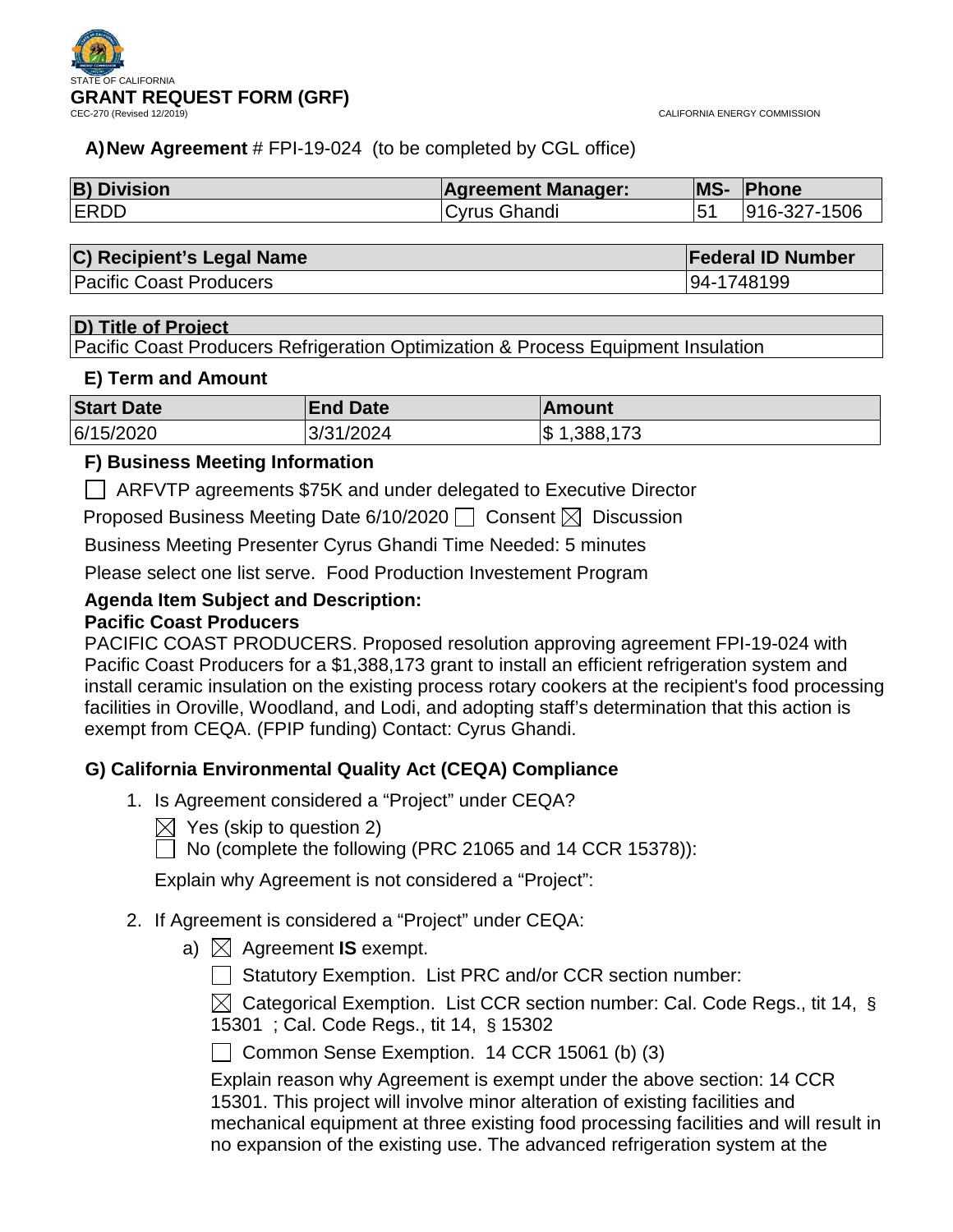STATE OF CALIFORNIA

# GRANT REQUEST FORM (GRF)

CEC-270 (Revised 12/2019)

CALIFORNIA ENERGY COMMISSION

**A) New Agreement** # FPI-19-024 (to be completed by CGL office)

| B) Division | Agreement Manager: | MS- | Phone |
|---|---|---|---|
| ERDD | Cyrus Ghandi | 51 | 916-327-1506 |

| C) Recipient's Legal Name | Federal ID Number |
|---|---|
| Pacific Coast Producers | 94-1748199 |

| D) Title of Project |
|---|
| Pacific Coast Producers Refrigeration Optimization & Process Equipment Insulation |

### E) Term and Amount

| Start Date | End Date | Amount |
|---|---|---|
| 6/15/2020 | 3/31/2024 | $ 1,388,173 |

### F) Business Meeting Information

☐ ARFVTP agreements $75K and under delegated to Executive Director

Proposed Business Meeting Date 6/10/2020 ☐ Consent ☒ Discussion

Business Meeting Presenter Cyrus Ghandi Time Needed: 5 minutes

Please select one list serve. Food Production Investement Program

**Agenda Item Subject and Description:**

**Pacific Coast Producers**

PACIFIC COAST PRODUCERS. Proposed resolution approving agreement FPI-19-024 with Pacific Coast Producers for a $1,388,173 grant to install an efficient refrigeration system and install ceramic insulation on the existing process rotary cookers at the recipient's food processing facilities in Oroville, Woodland, and Lodi, and adopting staff's determination that this action is exempt from CEQA. (FPIP funding) Contact: Cyrus Ghandi.

### G) California Environmental Quality Act (CEQA) Compliance

1. Is Agreement considered a "Project" under CEQA?

   ☒ Yes (skip to question 2)

   ☐ No (complete the following (PRC 21065 and 14 CCR 15378)):

   Explain why Agreement is not considered a "Project":

2. If Agreement is considered a "Project" under CEQA:

   a) ☒ Agreement **IS** exempt.

      ☐ Statutory Exemption. List PRC and/or CCR section number:

      ☒ Categorical Exemption. List CCR section number: Cal. Code Regs., tit 14, § 15301 ; Cal. Code Regs., tit 14, § 15302

      ☐ Common Sense Exemption. 14 CCR 15061 (b) (3)

      Explain reason why Agreement is exempt under the above section: 14 CCR 15301. This project will involve minor alteration of existing facilities and mechanical equipment at three existing food processing facilities and will result in no expansion of the existing use. The advanced refrigeration system at the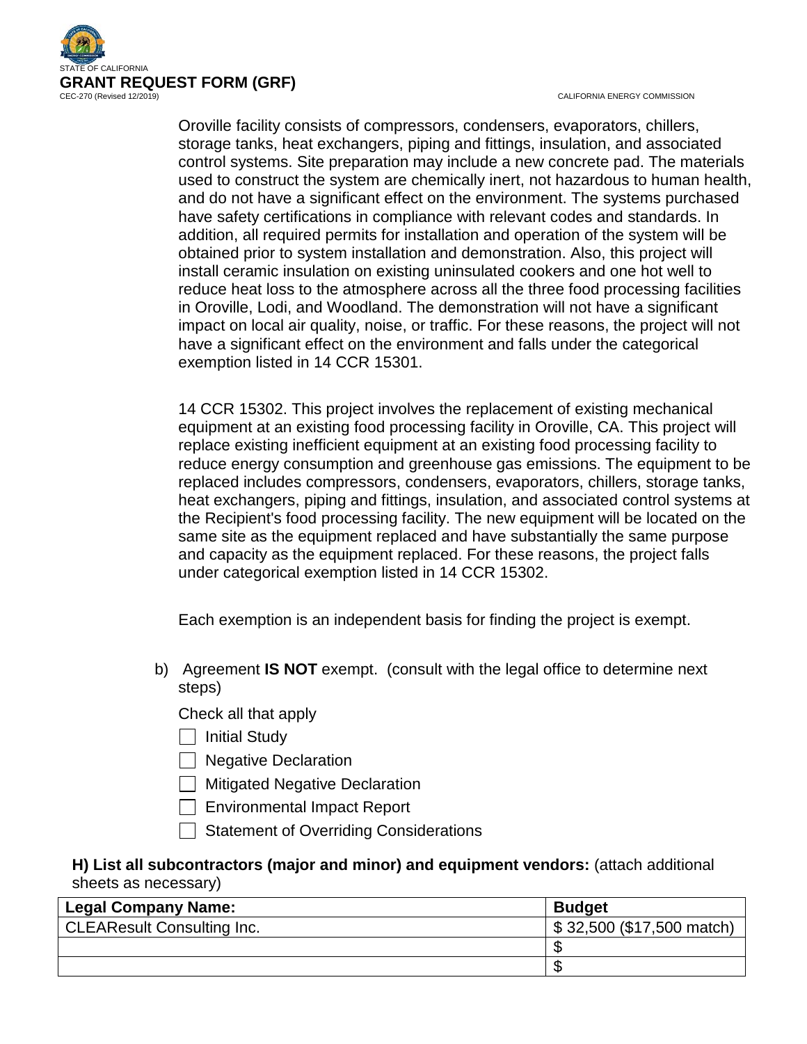Oroville facility consists of compressors, condensers, evaporators, chillers, storage tanks, heat exchangers, piping and fittings, insulation, and associated control systems. Site preparation may include a new concrete pad. The materials used to construct the system are chemically inert, not hazardous to human health, and do not have a significant effect on the environment. The systems purchased have safety certifications in compliance with relevant codes and standards. In addition, all required permits for installation and operation of the system will be obtained prior to system installation and demonstration. Also, this project will install ceramic insulation on existing uninsulated cookers and one hot well to reduce heat loss to the atmosphere across all the three food processing facilities in Oroville, Lodi, and Woodland. The demonstration will not have a significant impact on local air quality, noise, or traffic. For these reasons, the project will not have a significant effect on the environment and falls under the categorical exemption listed in 14 CCR 15301.

14 CCR 15302. This project involves the replacement of existing mechanical equipment at an existing food processing facility in Oroville, CA. This project will replace existing inefficient equipment at an existing food processing facility to reduce energy consumption and greenhouse gas emissions. The equipment to be replaced includes compressors, condensers, evaporators, chillers, storage tanks, heat exchangers, piping and fittings, insulation, and associated control systems at the Recipient's food processing facility. The new equipment will be located on the same site as the equipment replaced and have substantially the same purpose and capacity as the equipment replaced. For these reasons, the project falls under categorical exemption listed in 14 CCR 15302.

Each exemption is an independent basis for finding the project is exempt.

b) Agreement **IS NOT** exempt. (consult with the legal office to determine next steps)

Check all that apply

- [ ] Initial Study
- [ ] Negative Declaration
- [ ] Mitigated Negative Declaration
- [ ] Environmental Impact Report
- [ ] Statement of Overriding Considerations

**H) List all subcontractors (major and minor) and equipment vendors:** (attach additional sheets as necessary)

| Legal Company Name: | Budget |
|---|---|
| CLEAResult Consulting Inc. | $ 32,500 ($17,500 match) |
| | $ |
| | $ |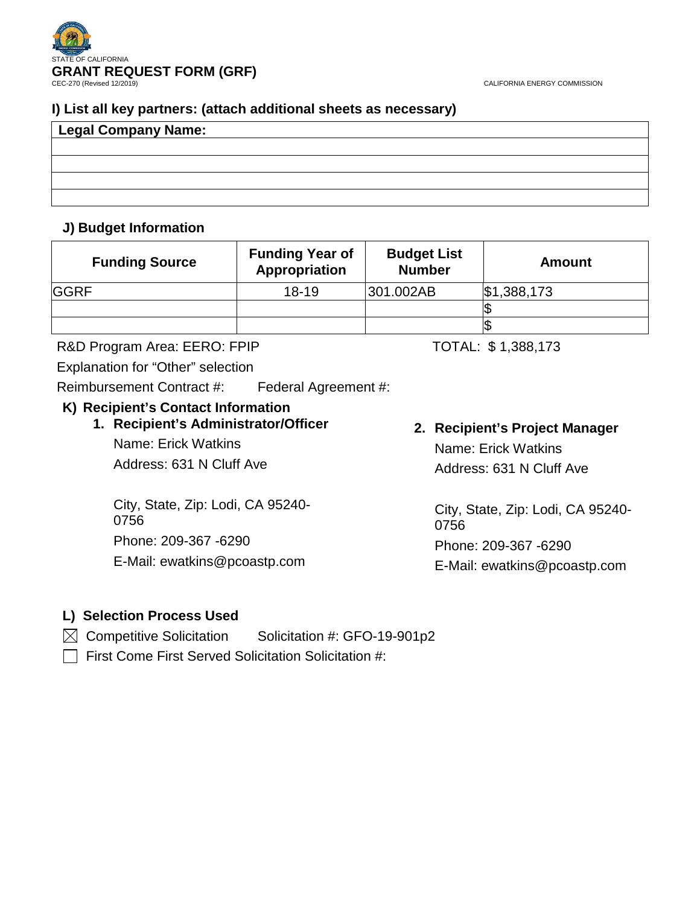STATE OF CALIFORNIA

**GRANT REQUEST FORM (GRF)**

CEC-270 (Revised 12/2019)

CALIFORNIA ENERGY COMMISSION

### I) List all key partners: (attach additional sheets as necessary)

| Legal Company Name: |
|---|
| |
| |
| |
| |

### J) Budget Information

| Funding Source | Funding Year of Appropriation | Budget List Number | Amount |
|---|---|---|---|
| GGRF | 18-19 | 301.002AB | $1,388,173 |
| | | | $ |
| | | | $ |

R&D Program Area: EERO: FPIP

TOTAL: $ 1,388,173

Explanation for "Other" selection

Reimbursement Contract #: Federal Agreement #:

### K) Recipient's Contact Information

**1. Recipient's Administrator/Officer**

Name: Erick Watkins

Address: 631 N Cliff Ave

City, State, Zip: Lodi, CA 95240-0756

Phone: 209-367 -6290

E-Mail: ewatkins@pcoastp.com

**2. Recipient's Project Manager**

Name: Erick Watkins

Address: 631 N Cliff Ave

City, State, Zip: Lodi, CA 95240-0756

Phone: 209-367 -6290

E-Mail: ewatkins@pcoastp.com

### L) Selection Process Used

☒ Competitive Solicitation Solicitation #: GFO-19-901p2

☐ First Come First Served Solicitation Solicitation #: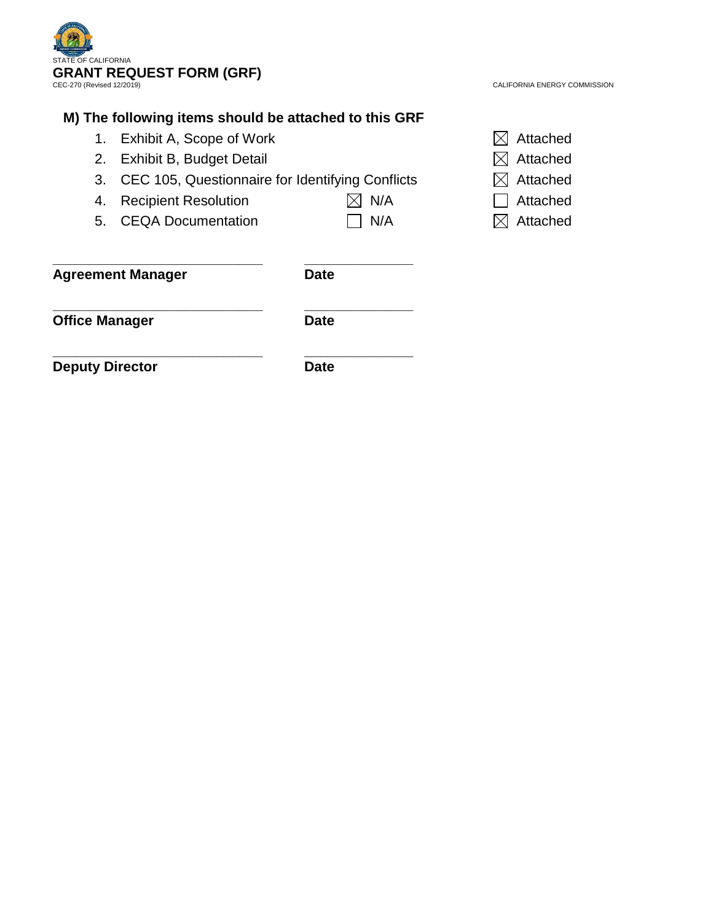STATE OF CALIFORNIA

**GRANT REQUEST FORM (GRF)**

CEC-270 (Revised 12/2019)

CALIFORNIA ENERGY COMMISSION

## M) The following items should be attached to this GRF

| # | Item | N/A | Attached |
|---|---|---|---|
| 1. | Exhibit A, Scope of Work | | ☒ Attached |
| 2. | Exhibit B, Budget Detail | | ☒ Attached |
| 3. | CEC 105, Questionnaire for Identifying Conflicts | | ☒ Attached |
| 4. | Recipient Resolution | ☒ N/A | ☐ Attached |
| 5. | CEQA Documentation | ☐ N/A | ☒ Attached |

_______________________________ _______________

**Agreement Manager** **Date**

_______________________________ _______________

**Office Manager** **Date**

_______________________________ _______________

**Deputy Director** **Date**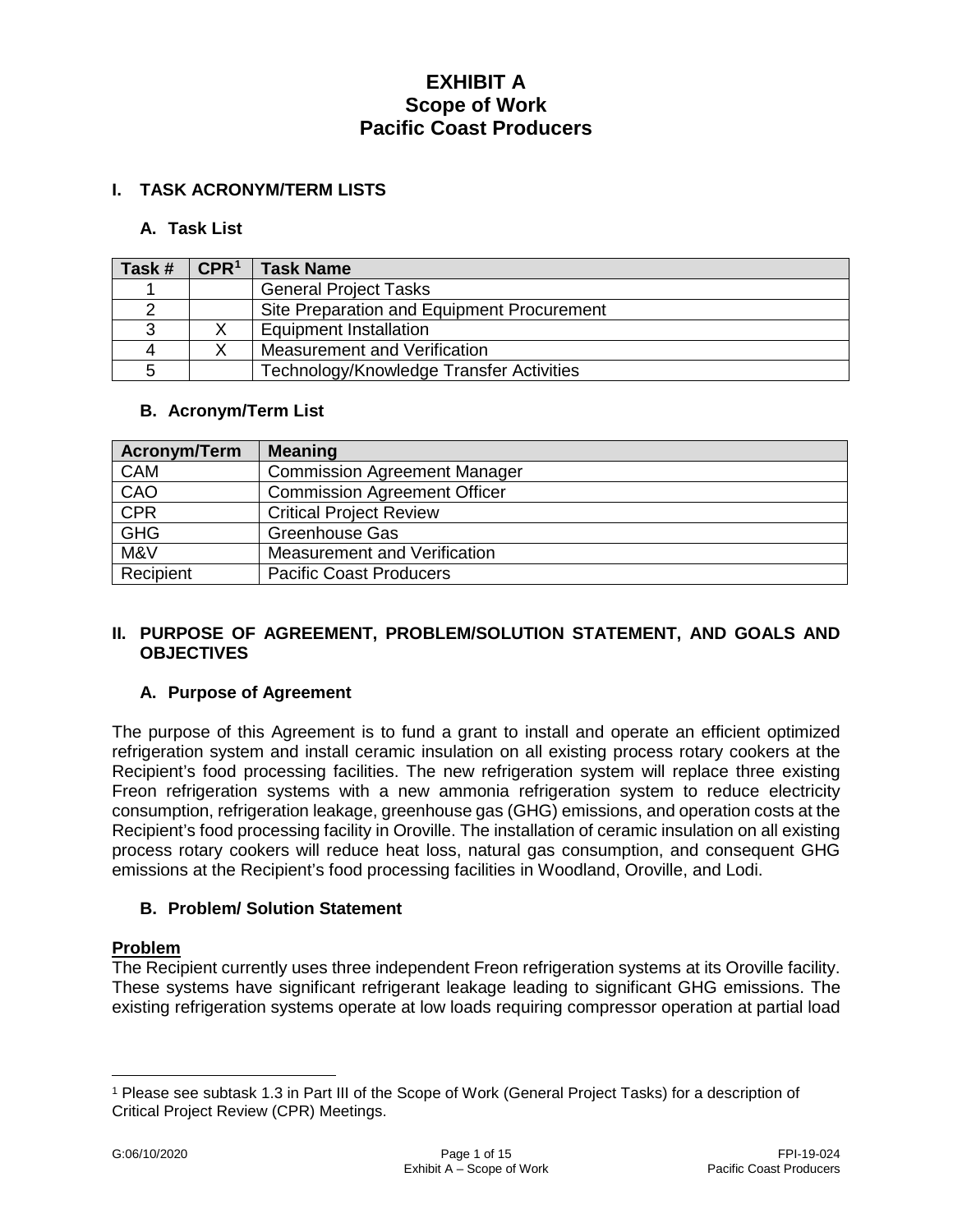# EXHIBIT A
# Scope of Work
# Pacific Coast Producers

## I. TASK ACRONYM/TERM LISTS

### A. Task List

| Task # | CPR[1] | Task Name |
|---|---|---|
| 1 | | General Project Tasks |
| 2 | | Site Preparation and Equipment Procurement |
| 3 | X | Equipment Installation |
| 4 | X | Measurement and Verification |
| 5 | | Technology/Knowledge Transfer Activities |

### B. Acronym/Term List

| Acronym/Term | Meaning |
|---|---|
| CAM | Commission Agreement Manager |
| CAO | Commission Agreement Officer |
| CPR | Critical Project Review |
| GHG | Greenhouse Gas |
| M&V | Measurement and Verification |
| Recipient | Pacific Coast Producers |

## II. PURPOSE OF AGREEMENT, PROBLEM/SOLUTION STATEMENT, AND GOALS AND OBJECTIVES

### A. Purpose of Agreement

The purpose of this Agreement is to fund a grant to install and operate an efficient optimized refrigeration system and install ceramic insulation on all existing process rotary cookers at the Recipient's food processing facilities. The new refrigeration system will replace three existing Freon refrigeration systems with a new ammonia refrigeration system to reduce electricity consumption, refrigeration leakage, greenhouse gas (GHG) emissions, and operation costs at the Recipient's food processing facility in Oroville. The installation of ceramic insulation on all existing process rotary cookers will reduce heat loss, natural gas consumption, and consequent GHG emissions at the Recipient's food processing facilities in Woodland, Oroville, and Lodi.

### B. Problem/ Solution Statement

**Problem**

The Recipient currently uses three independent Freon refrigeration systems at its Oroville facility. These systems have significant refrigerant leakage leading to significant GHG emissions. The existing refrigeration systems operate at low loads requiring compressor operation at partial load

[1] Please see subtask 1.3 in Part III of the Scope of Work (General Project Tasks) for a description of Critical Project Review (CPR) Meetings.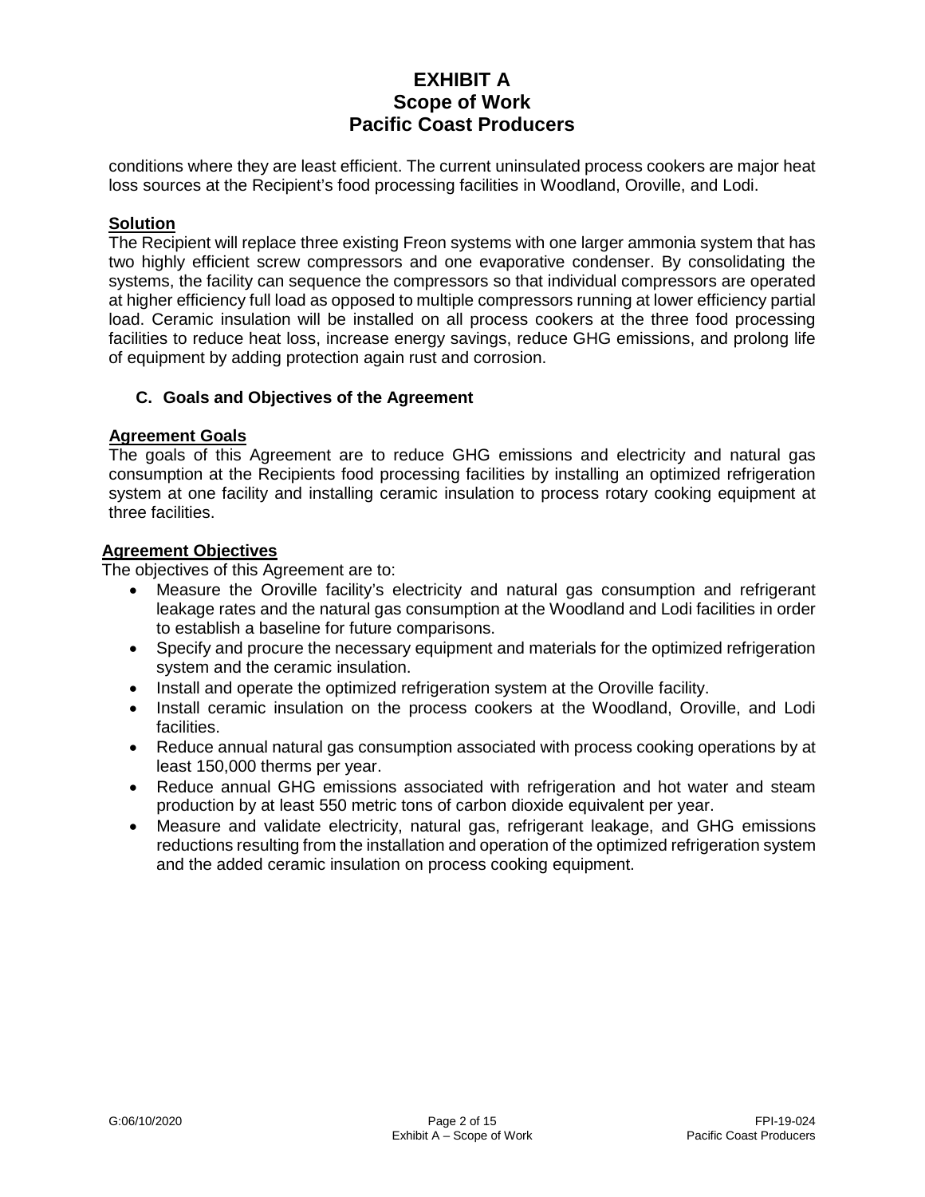conditions where they are least efficient. The current uninsulated process cookers are major heat loss sources at the Recipient's food processing facilities in Woodland, Oroville, and Lodi.

**Solution**

The Recipient will replace three existing Freon systems with one larger ammonia system that has two highly efficient screw compressors and one evaporative condenser. By consolidating the systems, the facility can sequence the compressors so that individual compressors are operated at higher efficiency full load as opposed to multiple compressors running at lower efficiency partial load. Ceramic insulation will be installed on all process cookers at the three food processing facilities to reduce heat loss, increase energy savings, reduce GHG emissions, and prolong life of equipment by adding protection again rust and corrosion.

### C. Goals and Objectives of the Agreement

**Agreement Goals**

The goals of this Agreement are to reduce GHG emissions and electricity and natural gas consumption at the Recipients food processing facilities by installing an optimized refrigeration system at one facility and installing ceramic insulation to process rotary cooking equipment at three facilities.

**Agreement Objectives**

The objectives of this Agreement are to:

- Measure the Oroville facility's electricity and natural gas consumption and refrigerant leakage rates and the natural gas consumption at the Woodland and Lodi facilities in order to establish a baseline for future comparisons.
- Specify and procure the necessary equipment and materials for the optimized refrigeration system and the ceramic insulation.
- Install and operate the optimized refrigeration system at the Oroville facility.
- Install ceramic insulation on the process cookers at the Woodland, Oroville, and Lodi facilities.
- Reduce annual natural gas consumption associated with process cooking operations by at least 150,000 therms per year.
- Reduce annual GHG emissions associated with refrigeration and hot water and steam production by at least 550 metric tons of carbon dioxide equivalent per year.
- Measure and validate electricity, natural gas, refrigerant leakage, and GHG emissions reductions resulting from the installation and operation of the optimized refrigeration system and the added ceramic insulation on process cooking equipment.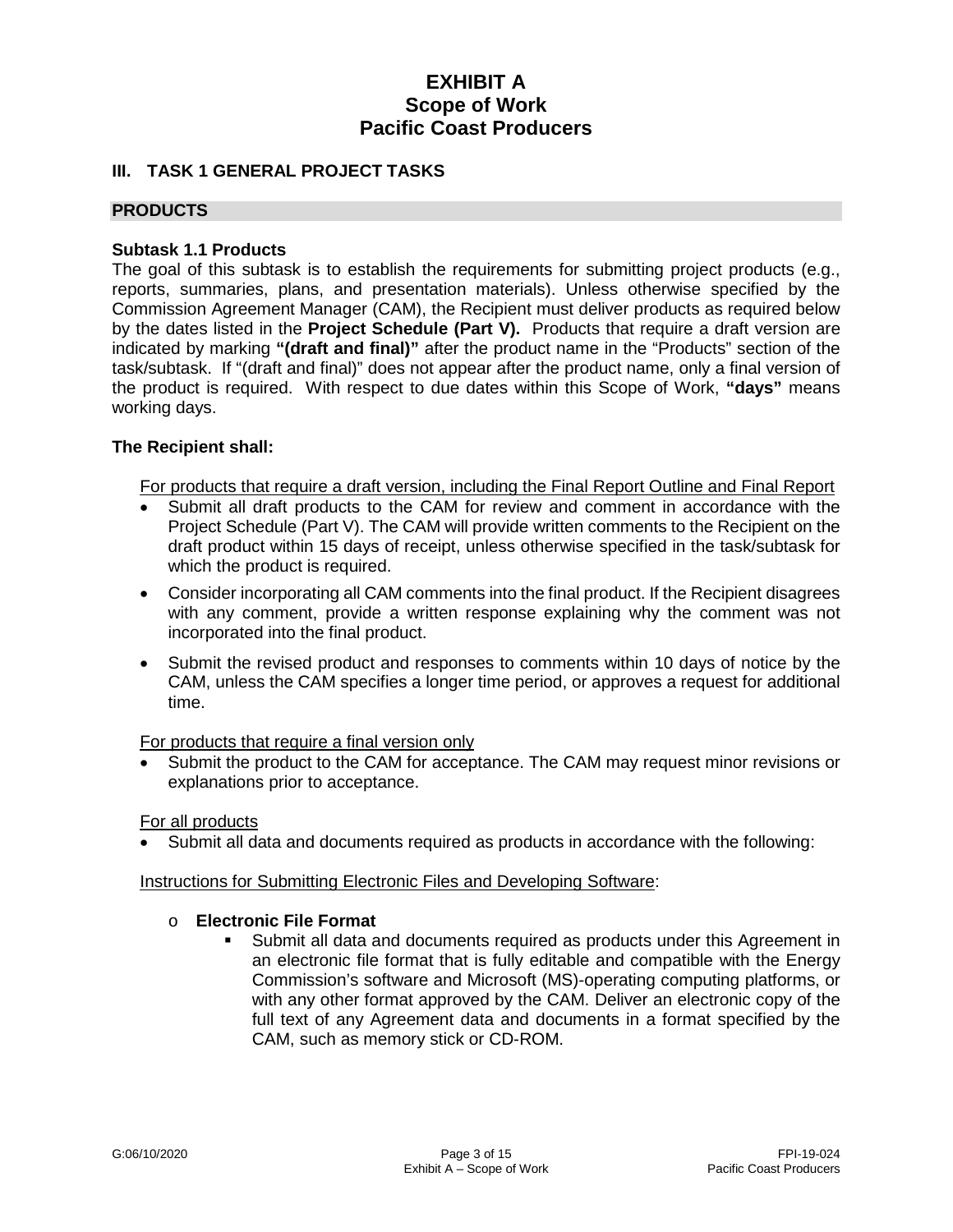# EXHIBIT A
# Scope of Work
# Pacific Coast Producers

## III. TASK 1 GENERAL PROJECT TASKS

### PRODUCTS

**Subtask 1.1 Products**

The goal of this subtask is to establish the requirements for submitting project products (e.g., reports, summaries, plans, and presentation materials). Unless otherwise specified by the Commission Agreement Manager (CAM), the Recipient must deliver products as required below by the dates listed in the **Project Schedule (Part V).** Products that require a draft version are indicated by marking **"(draft and final)"** after the product name in the "Products" section of the task/subtask. If "(draft and final)" does not appear after the product name, only a final version of the product is required. With respect to due dates within this Scope of Work, **"days"** means working days.

**The Recipient shall:**

<u>For products that require a draft version, including the Final Report Outline and Final Report</u>

- Submit all draft products to the CAM for review and comment in accordance with the Project Schedule (Part V). The CAM will provide written comments to the Recipient on the draft product within 15 days of receipt, unless otherwise specified in the task/subtask for which the product is required.
- Consider incorporating all CAM comments into the final product. If the Recipient disagrees with any comment, provide a written response explaining why the comment was not incorporated into the final product.
- Submit the revised product and responses to comments within 10 days of notice by the CAM, unless the CAM specifies a longer time period, or approves a request for additional time.

<u>For products that require a final version only</u>

- Submit the product to the CAM for acceptance. The CAM may request minor revisions or explanations prior to acceptance.

<u>For all products</u>

- Submit all data and documents required as products in accordance with the following:

<u>Instructions for Submitting Electronic Files and Developing Software</u>:

- **Electronic File Format**
  - Submit all data and documents required as products under this Agreement in an electronic file format that is fully editable and compatible with the Energy Commission's software and Microsoft (MS)-operating computing platforms, or with any other format approved by the CAM. Deliver an electronic copy of the full text of any Agreement data and documents in a format specified by the CAM, such as memory stick or CD-ROM.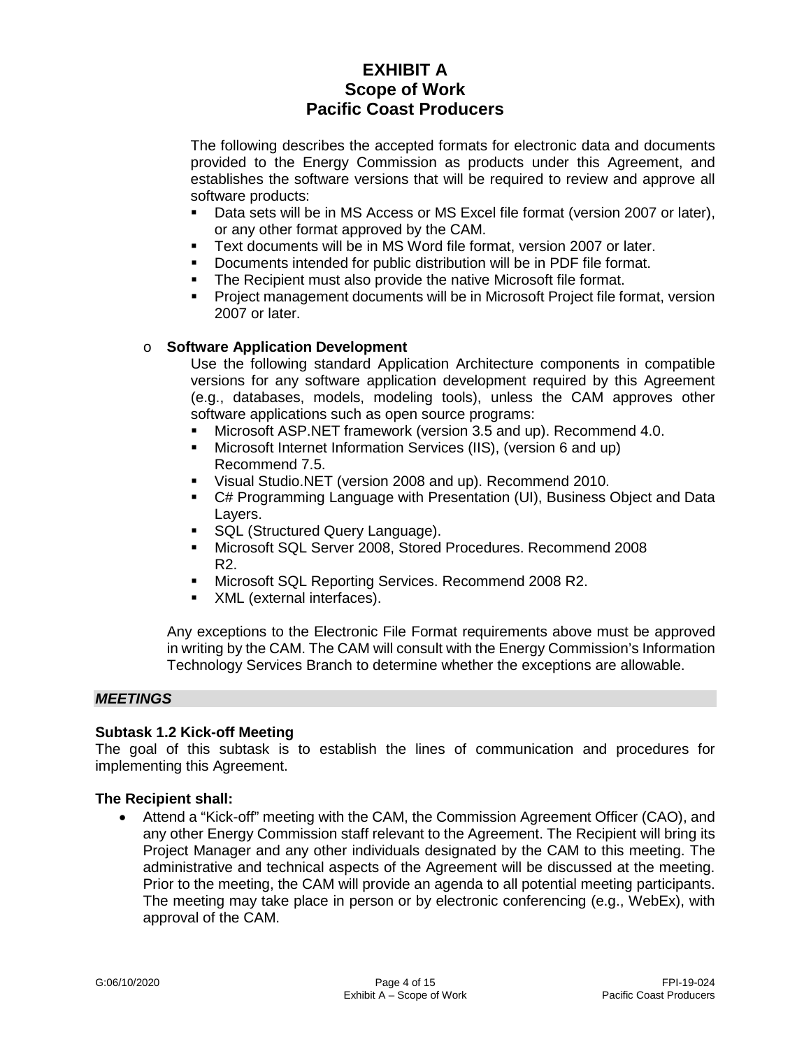# EXHIBIT A
## Scope of Work
## Pacific Coast Producers

The following describes the accepted formats for electronic data and documents provided to the Energy Commission as products under this Agreement, and establishes the software versions that will be required to review and approve all software products:

- Data sets will be in MS Access or MS Excel file format (version 2007 or later), or any other format approved by the CAM.
- Text documents will be in MS Word file format, version 2007 or later.
- Documents intended for public distribution will be in PDF file format.
- The Recipient must also provide the native Microsoft file format.
- Project management documents will be in Microsoft Project file format, version 2007 or later.

- **Software Application Development**

  Use the following standard Application Architecture components in compatible versions for any software application development required by this Agreement (e.g., databases, models, modeling tools), unless the CAM approves other software applications such as open source programs:

  - Microsoft ASP.NET framework (version 3.5 and up). Recommend 4.0.
  - Microsoft Internet Information Services (IIS), (version 6 and up) Recommend 7.5.
  - Visual Studio.NET (version 2008 and up). Recommend 2010.
  - C# Programming Language with Presentation (UI), Business Object and Data Layers.
  - SQL (Structured Query Language).
  - Microsoft SQL Server 2008, Stored Procedures. Recommend 2008 R2.
  - Microsoft SQL Reporting Services. Recommend 2008 R2.
  - XML (external interfaces).

Any exceptions to the Electronic File Format requirements above must be approved in writing by the CAM. The CAM will consult with the Energy Commission's Information Technology Services Branch to determine whether the exceptions are allowable.

***MEETINGS***

**Subtask 1.2 Kick-off Meeting**

The goal of this subtask is to establish the lines of communication and procedures for implementing this Agreement.

**The Recipient shall:**

- Attend a "Kick-off" meeting with the CAM, the Commission Agreement Officer (CAO), and any other Energy Commission staff relevant to the Agreement. The Recipient will bring its Project Manager and any other individuals designated by the CAM to this meeting. The administrative and technical aspects of the Agreement will be discussed at the meeting. Prior to the meeting, the CAM will provide an agenda to all potential meeting participants. The meeting may take place in person or by electronic conferencing (e.g., WebEx), with approval of the CAM.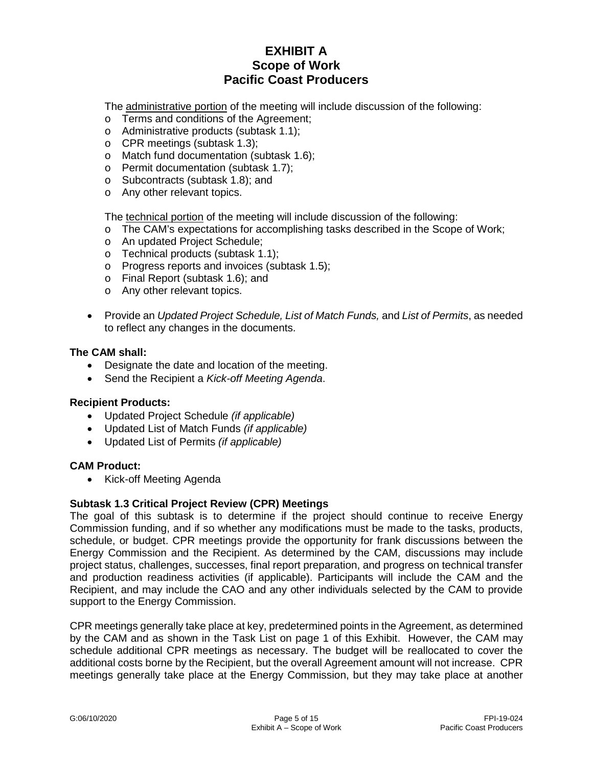The administrative portion of the meeting will include discussion of the following:

- Terms and conditions of the Agreement;
- Administrative products (subtask 1.1);
- CPR meetings (subtask 1.3);
- Match fund documentation (subtask 1.6);
- Permit documentation (subtask 1.7);
- Subcontracts (subtask 1.8); and
- Any other relevant topics.

The technical portion of the meeting will include discussion of the following:

- The CAM's expectations for accomplishing tasks described in the Scope of Work;
- An updated Project Schedule;
- Technical products (subtask 1.1);
- Progress reports and invoices (subtask 1.5);
- Final Report (subtask 1.6); and
- Any other relevant topics.

- Provide an *Updated Project Schedule, List of Match Funds,* and *List of Permits*, as needed to reflect any changes in the documents.

**The CAM shall:**

- Designate the date and location of the meeting.
- Send the Recipient a *Kick-off Meeting Agenda*.

**Recipient Products:**

- Updated Project Schedule *(if applicable)*
- Updated List of Match Funds *(if applicable)*
- Updated List of Permits *(if applicable)*

**CAM Product:**

- Kick-off Meeting Agenda

### Subtask 1.3 Critical Project Review (CPR) Meetings

The goal of this subtask is to determine if the project should continue to receive Energy Commission funding, and if so whether any modifications must be made to the tasks, products, schedule, or budget. CPR meetings provide the opportunity for frank discussions between the Energy Commission and the Recipient. As determined by the CAM, discussions may include project status, challenges, successes, final report preparation, and progress on technical transfer and production readiness activities (if applicable). Participants will include the CAM and the Recipient, and may include the CAO and any other individuals selected by the CAM to provide support to the Energy Commission.

CPR meetings generally take place at key, predetermined points in the Agreement, as determined by the CAM and as shown in the Task List on page 1 of this Exhibit. However, the CAM may schedule additional CPR meetings as necessary. The budget will be reallocated to cover the additional costs borne by the Recipient, but the overall Agreement amount will not increase. CPR meetings generally take place at the Energy Commission, but they may take place at another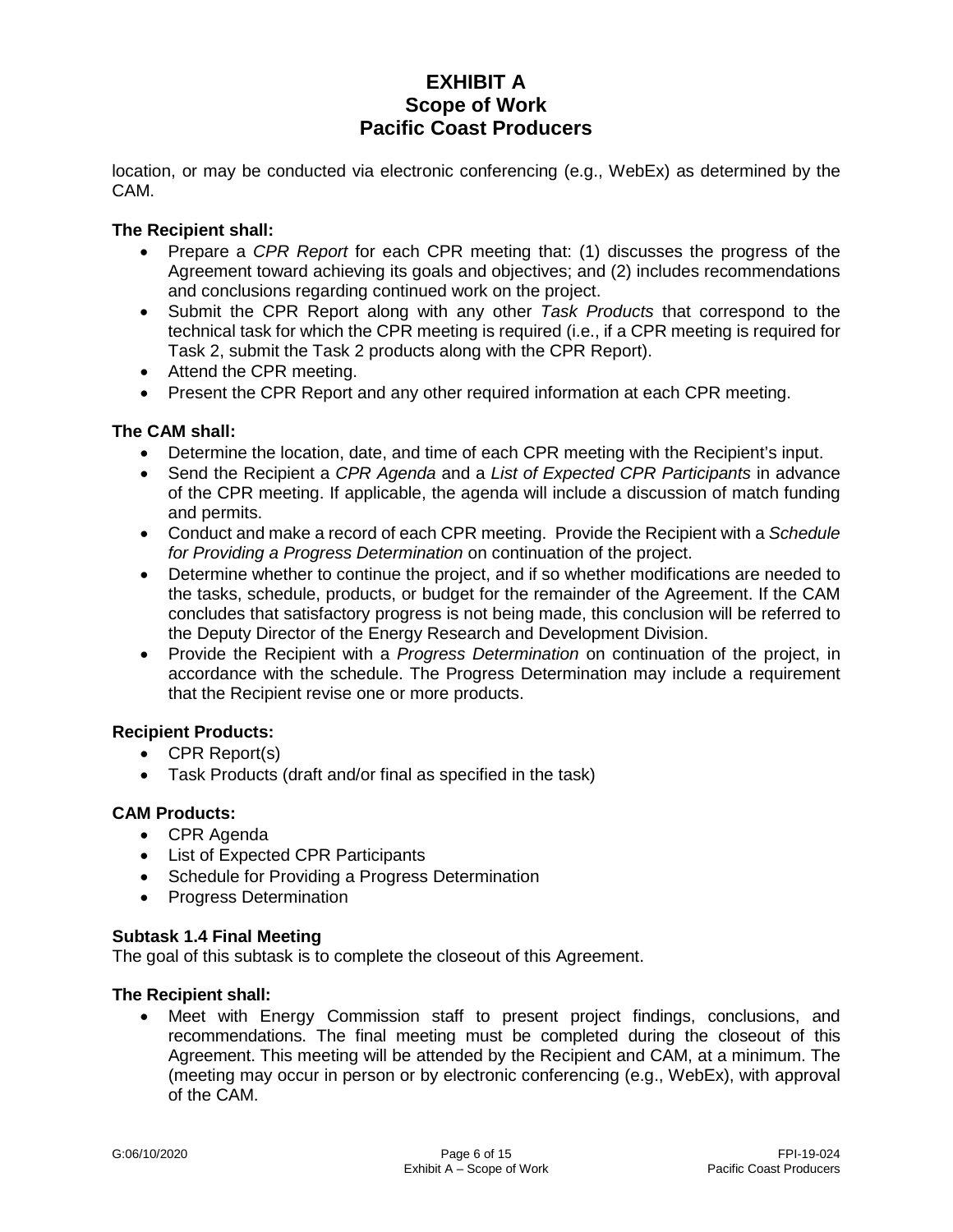location, or may be conducted via electronic conferencing (e.g., WebEx) as determined by the CAM.

**The Recipient shall:**

- Prepare a *CPR Report* for each CPR meeting that: (1) discusses the progress of the Agreement toward achieving its goals and objectives; and (2) includes recommendations and conclusions regarding continued work on the project.
- Submit the CPR Report along with any other *Task Products* that correspond to the technical task for which the CPR meeting is required (i.e., if a CPR meeting is required for Task 2, submit the Task 2 products along with the CPR Report).
- Attend the CPR meeting.
- Present the CPR Report and any other required information at each CPR meeting.

**The CAM shall:**

- Determine the location, date, and time of each CPR meeting with the Recipient's input.
- Send the Recipient a *CPR Agenda* and a *List of Expected CPR Participants* in advance of the CPR meeting. If applicable, the agenda will include a discussion of match funding and permits.
- Conduct and make a record of each CPR meeting. Provide the Recipient with a *Schedule for Providing a Progress Determination* on continuation of the project.
- Determine whether to continue the project, and if so whether modifications are needed to the tasks, schedule, products, or budget for the remainder of the Agreement. If the CAM concludes that satisfactory progress is not being made, this conclusion will be referred to the Deputy Director of the Energy Research and Development Division.
- Provide the Recipient with a *Progress Determination* on continuation of the project, in accordance with the schedule. The Progress Determination may include a requirement that the Recipient revise one or more products.

**Recipient Products:**

- CPR Report(s)
- Task Products (draft and/or final as specified in the task)

**CAM Products:**

- CPR Agenda
- List of Expected CPR Participants
- Schedule for Providing a Progress Determination
- Progress Determination

**Subtask 1.4 Final Meeting**

The goal of this subtask is to complete the closeout of this Agreement.

**The Recipient shall:**

- Meet with Energy Commission staff to present project findings, conclusions, and recommendations. The final meeting must be completed during the closeout of this Agreement. This meeting will be attended by the Recipient and CAM, at a minimum. The (meeting may occur in person or by electronic conferencing (e.g., WebEx), with approval of the CAM.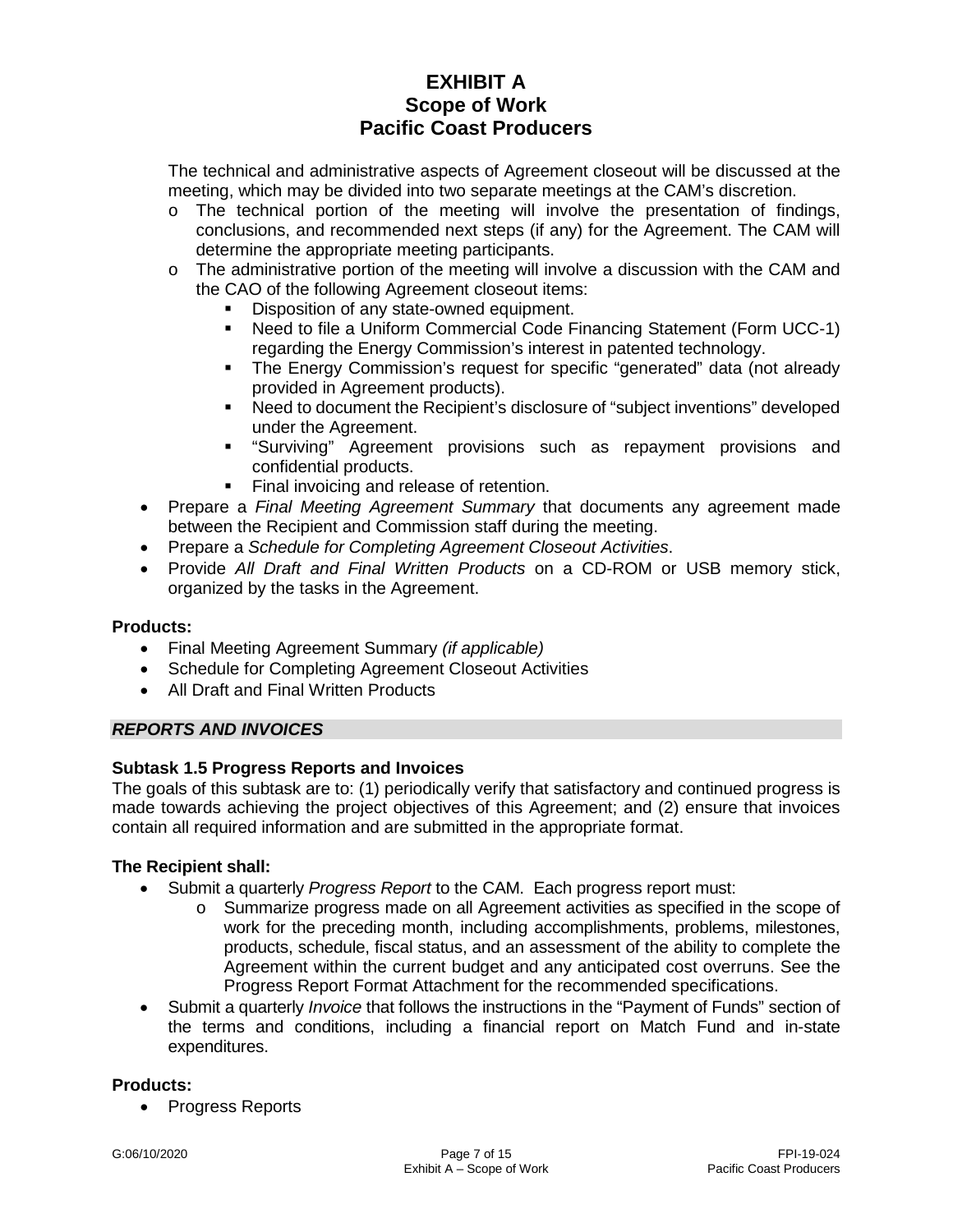The technical and administrative aspects of Agreement closeout will be discussed at the meeting, which may be divided into two separate meetings at the CAM's discretion.

  - The technical portion of the meeting will involve the presentation of findings, conclusions, and recommended next steps (if any) for the Agreement. The CAM will determine the appropriate meeting participants.
  - The administrative portion of the meeting will involve a discussion with the CAM and the CAO of the following Agreement closeout items:
    - Disposition of any state-owned equipment.
    - Need to file a Uniform Commercial Code Financing Statement (Form UCC-1) regarding the Energy Commission's interest in patented technology.
    - The Energy Commission's request for specific "generated" data (not already provided in Agreement products).
    - Need to document the Recipient's disclosure of "subject inventions" developed under the Agreement.
    - "Surviving" Agreement provisions such as repayment provisions and confidential products.
    - Final invoicing and release of retention.
- Prepare a *Final Meeting Agreement Summary* that documents any agreement made between the Recipient and Commission staff during the meeting.
- Prepare a *Schedule for Completing Agreement Closeout Activities*.
- Provide *All Draft and Final Written Products* on a CD-ROM or USB memory stick, organized by the tasks in the Agreement.

**Products:**

- Final Meeting Agreement Summary *(if applicable)*
- Schedule for Completing Agreement Closeout Activities
- All Draft and Final Written Products

***REPORTS AND INVOICES***

**Subtask 1.5 Progress Reports and Invoices**

The goals of this subtask are to: (1) periodically verify that satisfactory and continued progress is made towards achieving the project objectives of this Agreement; and (2) ensure that invoices contain all required information and are submitted in the appropriate format.

**The Recipient shall:**

- Submit a quarterly *Progress Report* to the CAM. Each progress report must:
  - Summarize progress made on all Agreement activities as specified in the scope of work for the preceding month, including accomplishments, problems, milestones, products, schedule, fiscal status, and an assessment of the ability to complete the Agreement within the current budget and any anticipated cost overruns. See the Progress Report Format Attachment for the recommended specifications.
- Submit a quarterly *Invoice* that follows the instructions in the "Payment of Funds" section of the terms and conditions, including a financial report on Match Fund and in-state expenditures.

**Products:**

- Progress Reports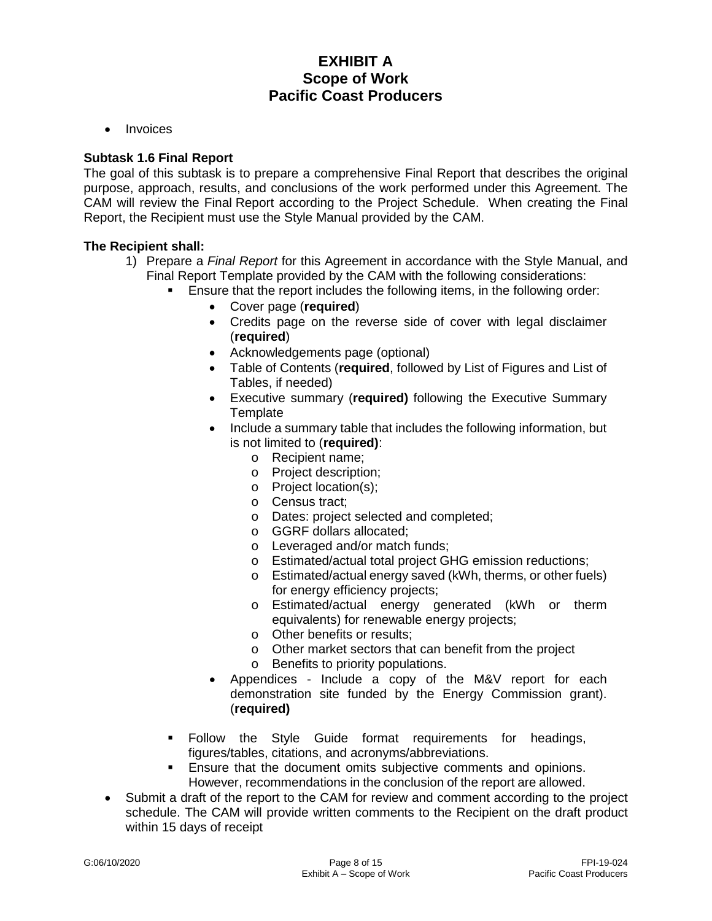- Invoices

**Subtask 1.6 Final Report**

The goal of this subtask is to prepare a comprehensive Final Report that describes the original purpose, approach, results, and conclusions of the work performed under this Agreement. The CAM will review the Final Report according to the Project Schedule. When creating the Final Report, the Recipient must use the Style Manual provided by the CAM.

**The Recipient shall:**

1) Prepare a *Final Report* for this Agreement in accordance with the Style Manual, and Final Report Template provided by the CAM with the following considerations:
   - Ensure that the report includes the following items, in the following order:
     - Cover page (**required**)
     - Credits page on the reverse side of cover with legal disclaimer (**required**)
     - Acknowledgements page (optional)
     - Table of Contents (**required**, followed by List of Figures and List of Tables, if needed)
     - Executive summary (**required)** following the Executive Summary Template
     - Include a summary table that includes the following information, but is not limited to (**required)**:
       - Recipient name;
       - Project description;
       - Project location(s);
       - Census tract;
       - Dates: project selected and completed;
       - GGRF dollars allocated;
       - Leveraged and/or match funds;
       - Estimated/actual total project GHG emission reductions;
       - Estimated/actual energy saved (kWh, therms, or other fuels) for energy efficiency projects;
       - Estimated/actual energy generated (kWh or therm equivalents) for renewable energy projects;
       - Other benefits or results;
       - Other market sectors that can benefit from the project
       - Benefits to priority populations.
     - Appendices - Include a copy of the M&V report for each demonstration site funded by the Energy Commission grant). (**required)**
   - Follow the Style Guide format requirements for headings, figures/tables, citations, and acronyms/abbreviations.
   - Ensure that the document omits subjective comments and opinions. However, recommendations in the conclusion of the report are allowed.

- Submit a draft of the report to the CAM for review and comment according to the project schedule. The CAM will provide written comments to the Recipient on the draft product within 15 days of receipt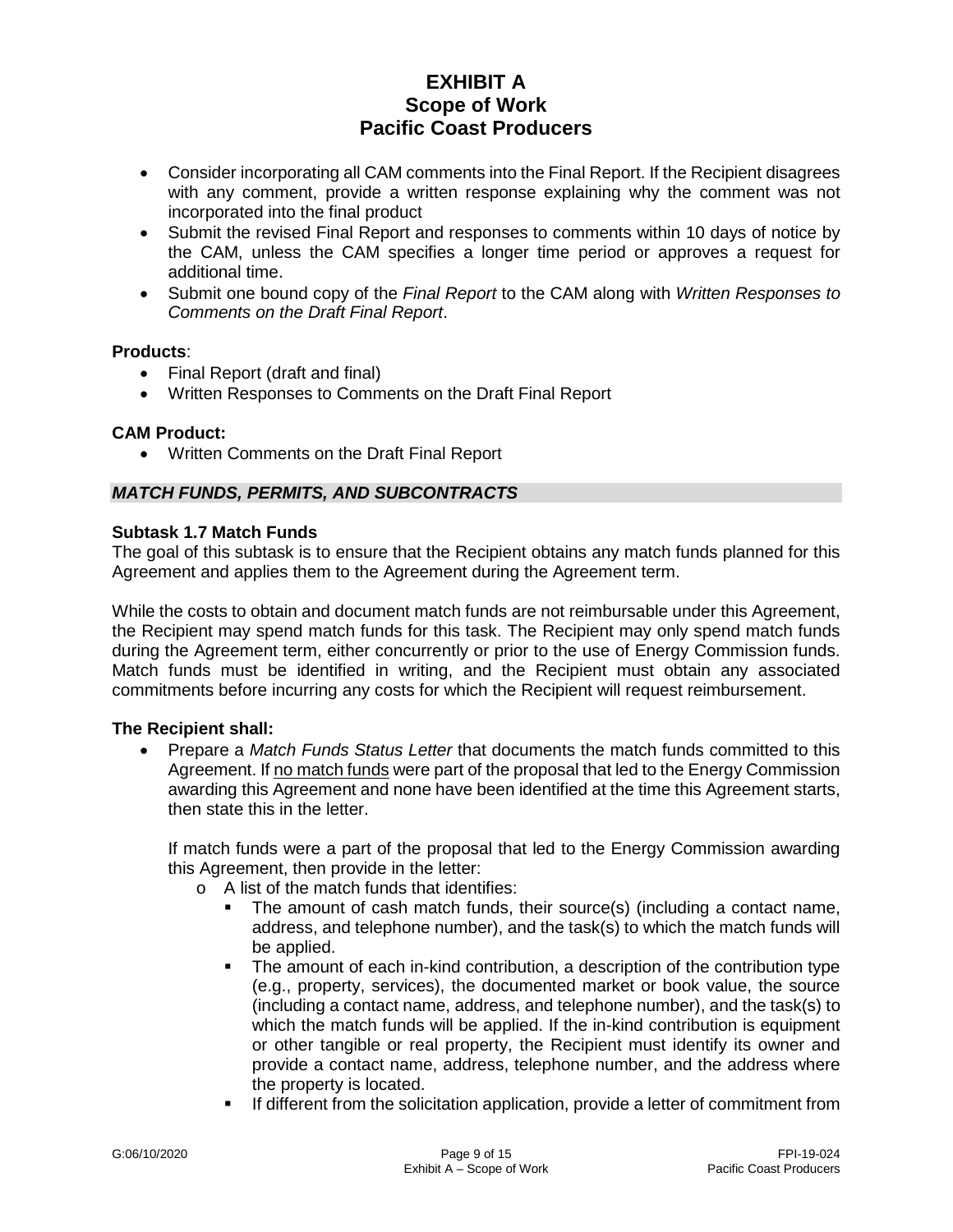- Consider incorporating all CAM comments into the Final Report. If the Recipient disagrees with any comment, provide a written response explaining why the comment was not incorporated into the final product
- Submit the revised Final Report and responses to comments within 10 days of notice by the CAM, unless the CAM specifies a longer time period or approves a request for additional time.
- Submit one bound copy of the *Final Report* to the CAM along with *Written Responses to Comments on the Draft Final Report*.

**Products**:

- Final Report (draft and final)
- Written Responses to Comments on the Draft Final Report

**CAM Product:**

- Written Comments on the Draft Final Report

### *MATCH FUNDS, PERMITS, AND SUBCONTRACTS*

**Subtask 1.7 Match Funds**

The goal of this subtask is to ensure that the Recipient obtains any match funds planned for this Agreement and applies them to the Agreement during the Agreement term.

While the costs to obtain and document match funds are not reimbursable under this Agreement, the Recipient may spend match funds for this task. The Recipient may only spend match funds during the Agreement term, either concurrently or prior to the use of Energy Commission funds. Match funds must be identified in writing, and the Recipient must obtain any associated commitments before incurring any costs for which the Recipient will request reimbursement.

**The Recipient shall:**

- Prepare a *Match Funds Status Letter* that documents the match funds committed to this Agreement. If no match funds were part of the proposal that led to the Energy Commission awarding this Agreement and none have been identified at the time this Agreement starts, then state this in the letter.

  If match funds were a part of the proposal that led to the Energy Commission awarding this Agreement, then provide in the letter:
  - A list of the match funds that identifies:
    - The amount of cash match funds, their source(s) (including a contact name, address, and telephone number), and the task(s) to which the match funds will be applied.
    - The amount of each in-kind contribution, a description of the contribution type (e.g., property, services), the documented market or book value, the source (including a contact name, address, and telephone number), and the task(s) to which the match funds will be applied. If the in-kind contribution is equipment or other tangible or real property, the Recipient must identify its owner and provide a contact name, address, telephone number, and the address where the property is located.
    - If different from the solicitation application, provide a letter of commitment from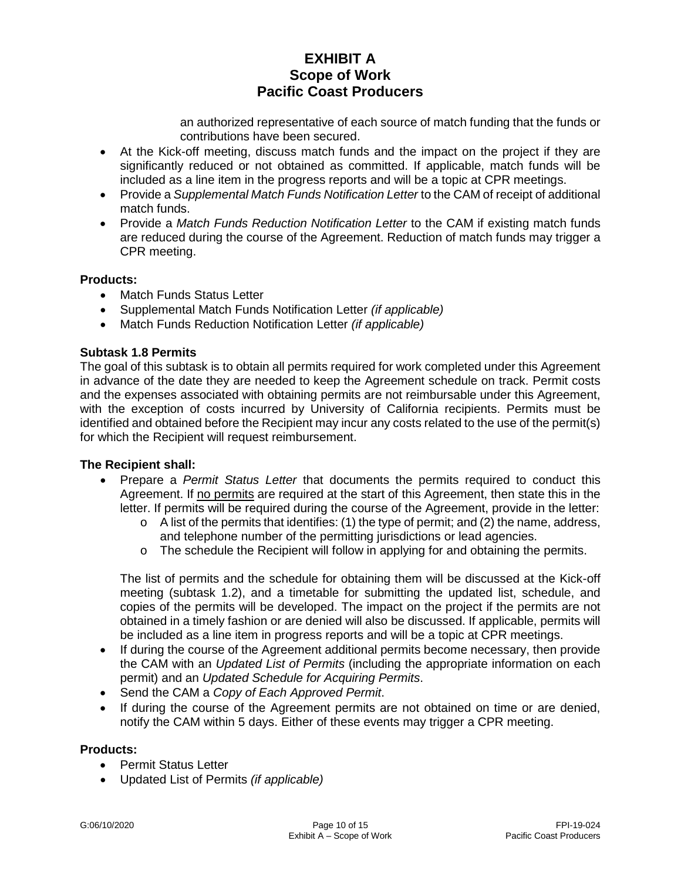an authorized representative of each source of match funding that the funds or contributions have been secured.

- At the Kick-off meeting, discuss match funds and the impact on the project if they are significantly reduced or not obtained as committed. If applicable, match funds will be included as a line item in the progress reports and will be a topic at CPR meetings.
- Provide a *Supplemental Match Funds Notification Letter* to the CAM of receipt of additional match funds.
- Provide a *Match Funds Reduction Notification Letter* to the CAM if existing match funds are reduced during the course of the Agreement. Reduction of match funds may trigger a CPR meeting.

**Products:**

- Match Funds Status Letter
- Supplemental Match Funds Notification Letter *(if applicable)*
- Match Funds Reduction Notification Letter *(if applicable)*

**Subtask 1.8 Permits**

The goal of this subtask is to obtain all permits required for work completed under this Agreement in advance of the date they are needed to keep the Agreement schedule on track. Permit costs and the expenses associated with obtaining permits are not reimbursable under this Agreement, with the exception of costs incurred by University of California recipients. Permits must be identified and obtained before the Recipient may incur any costs related to the use of the permit(s) for which the Recipient will request reimbursement.

**The Recipient shall:**

- Prepare a *Permit Status Letter* that documents the permits required to conduct this Agreement. If no permits are required at the start of this Agreement, then state this in the letter. If permits will be required during the course of the Agreement, provide in the letter:
  - A list of the permits that identifies: (1) the type of permit; and (2) the name, address, and telephone number of the permitting jurisdictions or lead agencies.
  - The schedule the Recipient will follow in applying for and obtaining the permits.

  The list of permits and the schedule for obtaining them will be discussed at the Kick-off meeting (subtask 1.2), and a timetable for submitting the updated list, schedule, and copies of the permits will be developed. The impact on the project if the permits are not obtained in a timely fashion or are denied will also be discussed. If applicable, permits will be included as a line item in progress reports and will be a topic at CPR meetings.
- If during the course of the Agreement additional permits become necessary, then provide the CAM with an *Updated List of Permits* (including the appropriate information on each permit) and an *Updated Schedule for Acquiring Permits*.
- Send the CAM a *Copy of Each Approved Permit*.
- If during the course of the Agreement permits are not obtained on time or are denied, notify the CAM within 5 days. Either of these events may trigger a CPR meeting.

**Products:**

- Permit Status Letter
- Updated List of Permits *(if applicable)*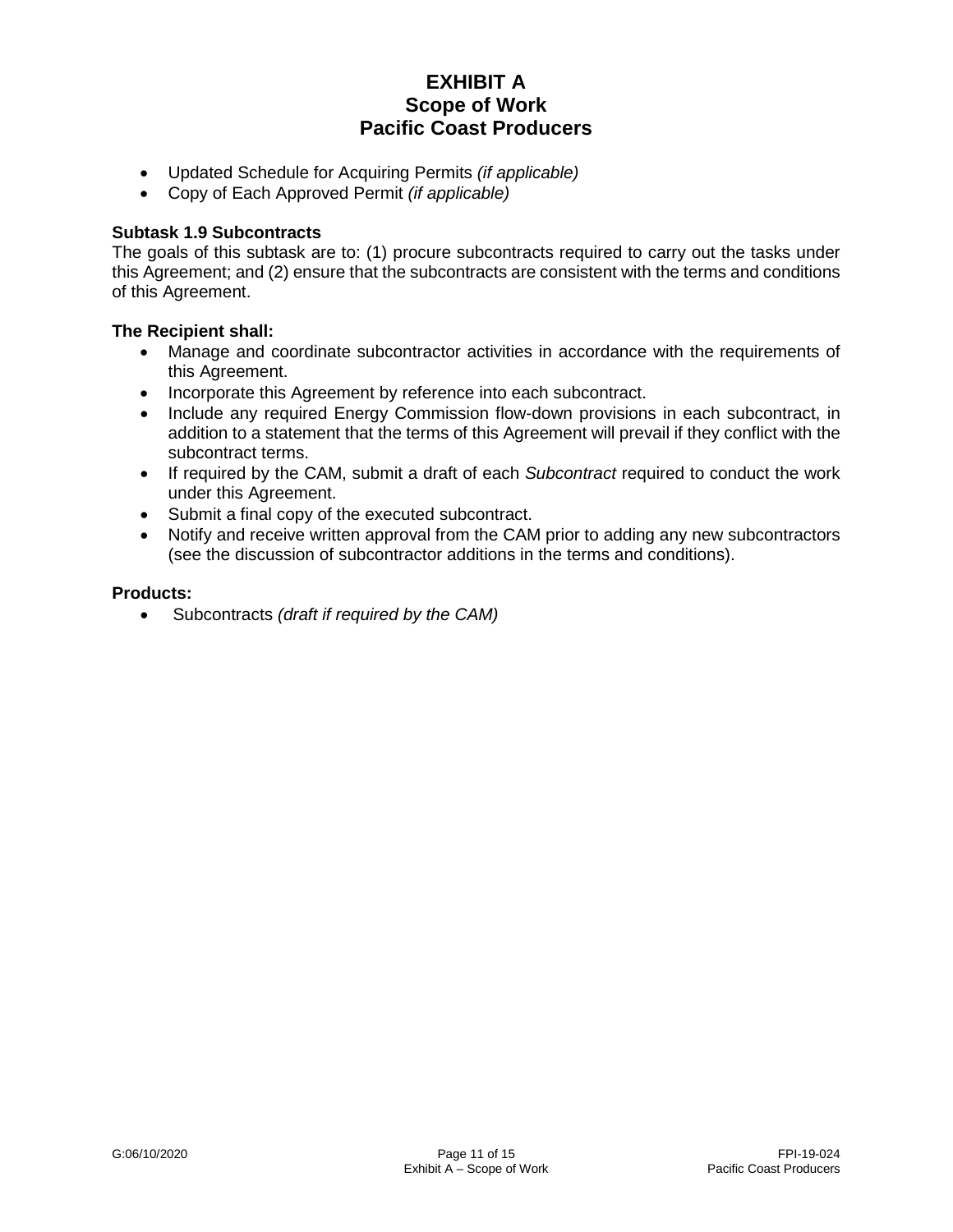- Updated Schedule for Acquiring Permits *(if applicable)*
- Copy of Each Approved Permit *(if applicable)*

**Subtask 1.9 Subcontracts**

The goals of this subtask are to: (1) procure subcontracts required to carry out the tasks under this Agreement; and (2) ensure that the subcontracts are consistent with the terms and conditions of this Agreement.

**The Recipient shall:**

- Manage and coordinate subcontractor activities in accordance with the requirements of this Agreement.
- Incorporate this Agreement by reference into each subcontract.
- Include any required Energy Commission flow-down provisions in each subcontract, in addition to a statement that the terms of this Agreement will prevail if they conflict with the subcontract terms.
- If required by the CAM, submit a draft of each *Subcontract* required to conduct the work under this Agreement.
- Submit a final copy of the executed subcontract.
- Notify and receive written approval from the CAM prior to adding any new subcontractors (see the discussion of subcontractor additions in the terms and conditions).

**Products:**

- Subcontracts *(draft if required by the CAM)*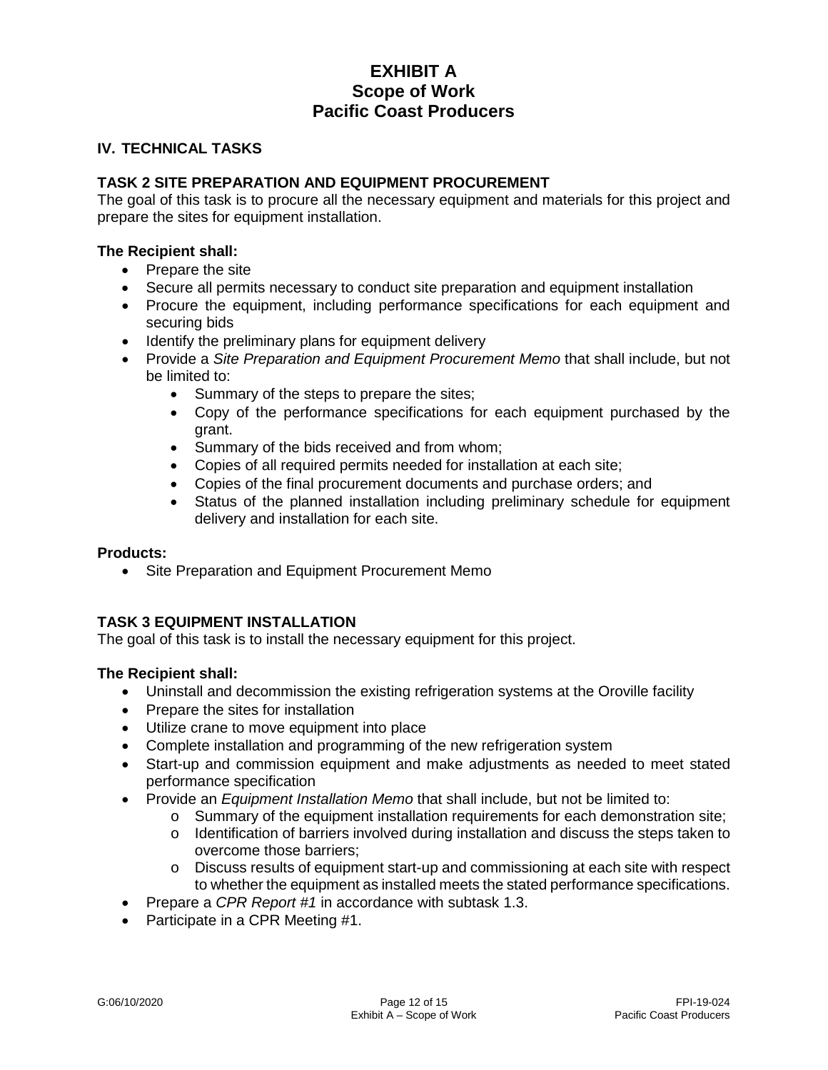# EXHIBIT A
# Scope of Work
# Pacific Coast Producers

## IV. TECHNICAL TASKS

### TASK 2 SITE PREPARATION AND EQUIPMENT PROCUREMENT

The goal of this task is to procure all the necessary equipment and materials for this project and prepare the sites for equipment installation.

**The Recipient shall:**

- Prepare the site
- Secure all permits necessary to conduct site preparation and equipment installation
- Procure the equipment, including performance specifications for each equipment and securing bids
- Identify the preliminary plans for equipment delivery
- Provide a *Site Preparation and Equipment Procurement Memo* that shall include, but not be limited to:
    - Summary of the steps to prepare the sites;
    - Copy of the performance specifications for each equipment purchased by the grant.
    - Summary of the bids received and from whom;
    - Copies of all required permits needed for installation at each site;
    - Copies of the final procurement documents and purchase orders; and
    - Status of the planned installation including preliminary schedule for equipment delivery and installation for each site.

**Products:**

- Site Preparation and Equipment Procurement Memo

### TASK 3 EQUIPMENT INSTALLATION

The goal of this task is to install the necessary equipment for this project.

**The Recipient shall:**

- Uninstall and decommission the existing refrigeration systems at the Oroville facility
- Prepare the sites for installation
- Utilize crane to move equipment into place
- Complete installation and programming of the new refrigeration system
- Start-up and commission equipment and make adjustments as needed to meet stated performance specification
- Provide an *Equipment Installation Memo* that shall include, but not be limited to:
    - Summary of the equipment installation requirements for each demonstration site;
    - Identification of barriers involved during installation and discuss the steps taken to overcome those barriers;
    - Discuss results of equipment start-up and commissioning at each site with respect to whether the equipment as installed meets the stated performance specifications.
- Prepare a *CPR Report #1* in accordance with subtask 1.3.
- Participate in a CPR Meeting #1.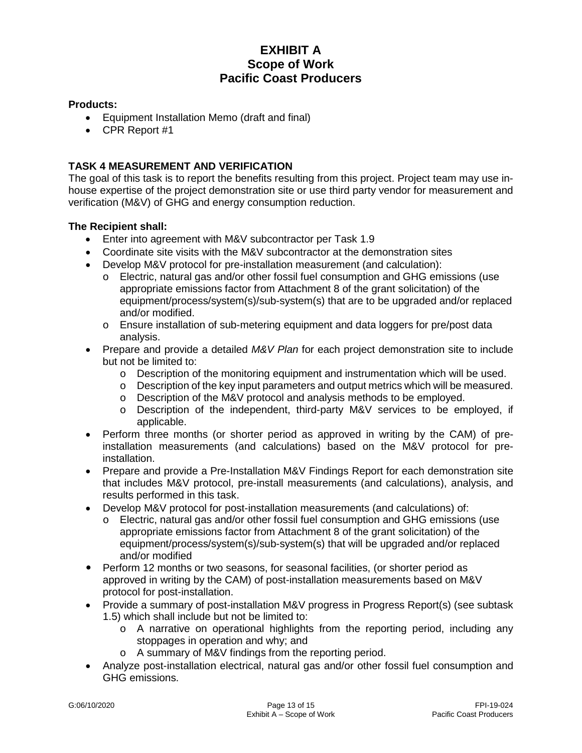# EXHIBIT A
## Scope of Work
## Pacific Coast Producers

**Products:**

- Equipment Installation Memo (draft and final)
- CPR Report #1

### TASK 4 MEASUREMENT AND VERIFICATION

The goal of this task is to report the benefits resulting from this project. Project team may use in-house expertise of the project demonstration site or use third party vendor for measurement and verification (M&V) of GHG and energy consumption reduction.

**The Recipient shall:**

- Enter into agreement with M&V subcontractor per Task 1.9
- Coordinate site visits with the M&V subcontractor at the demonstration sites
- Develop M&V protocol for pre-installation measurement (and calculation):
  - o Electric, natural gas and/or other fossil fuel consumption and GHG emissions (use appropriate emissions factor from Attachment 8 of the grant solicitation) of the equipment/process/system(s)/sub-system(s) that are to be upgraded and/or replaced and/or modified.
  - o Ensure installation of sub-metering equipment and data loggers for pre/post data analysis.
- Prepare and provide a detailed *M&V Plan* for each project demonstration site to include but not be limited to:
  - o Description of the monitoring equipment and instrumentation which will be used.
  - o Description of the key input parameters and output metrics which will be measured.
  - o Description of the M&V protocol and analysis methods to be employed.
  - o Description of the independent, third-party M&V services to be employed, if applicable.
- Perform three months (or shorter period as approved in writing by the CAM) of pre-installation measurements (and calculations) based on the M&V protocol for pre-installation.
- Prepare and provide a Pre-Installation M&V Findings Report for each demonstration site that includes M&V protocol, pre-install measurements (and calculations), analysis, and results performed in this task.
- Develop M&V protocol for post-installation measurements (and calculations) of:
  - o Electric, natural gas and/or other fossil fuel consumption and GHG emissions (use appropriate emissions factor from Attachment 8 of the grant solicitation) of the equipment/process/system(s)/sub-system(s) that will be upgraded and/or replaced and/or modified
- Perform 12 months or two seasons, for seasonal facilities, (or shorter period as approved in writing by the CAM) of post-installation measurements based on M&V protocol for post-installation.
- Provide a summary of post-installation M&V progress in Progress Report(s) (see subtask 1.5) which shall include but not be limited to:
  - o A narrative on operational highlights from the reporting period, including any stoppages in operation and why; and
  - o A summary of M&V findings from the reporting period.
- Analyze post-installation electrical, natural gas and/or other fossil fuel consumption and GHG emissions.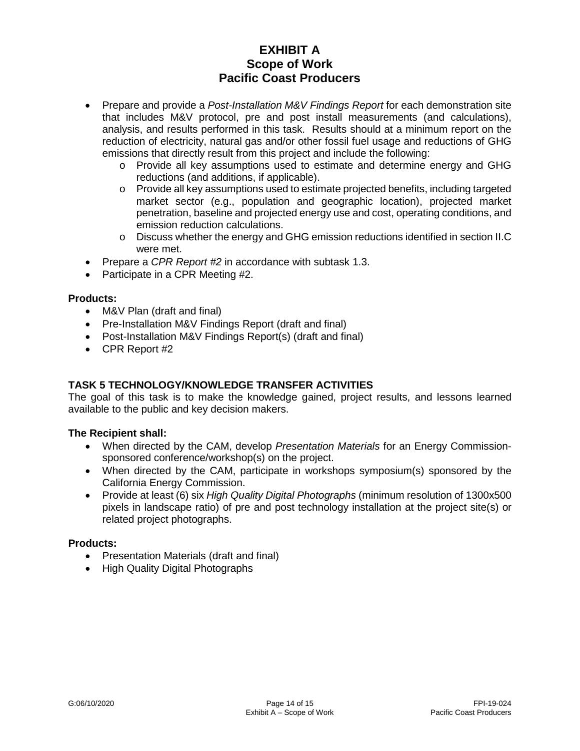- Prepare and provide a *Post-Installation M&V Findings Report* for each demonstration site that includes M&V protocol, pre and post install measurements (and calculations), analysis, and results performed in this task. Results should at a minimum report on the reduction of electricity, natural gas and/or other fossil fuel usage and reductions of GHG emissions that directly result from this project and include the following:
    - Provide all key assumptions used to estimate and determine energy and GHG reductions (and additions, if applicable).
    - Provide all key assumptions used to estimate projected benefits, including targeted market sector (e.g., population and geographic location), projected market penetration, baseline and projected energy use and cost, operating conditions, and emission reduction calculations.
    - Discuss whether the energy and GHG emission reductions identified in section II.C were met.
- Prepare a *CPR Report #2* in accordance with subtask 1.3.
- Participate in a CPR Meeting #2.

**Products:**

- M&V Plan (draft and final)
- Pre-Installation M&V Findings Report (draft and final)
- Post-Installation M&V Findings Report(s) (draft and final)
- CPR Report #2

## TASK 5 TECHNOLOGY/KNOWLEDGE TRANSFER ACTIVITIES

The goal of this task is to make the knowledge gained, project results, and lessons learned available to the public and key decision makers.

**The Recipient shall:**

- When directed by the CAM, develop *Presentation Materials* for an Energy Commission-sponsored conference/workshop(s) on the project.
- When directed by the CAM, participate in workshops symposium(s) sponsored by the California Energy Commission.
- Provide at least (6) six *High Quality Digital Photographs* (minimum resolution of 1300x500 pixels in landscape ratio) of pre and post technology installation at the project site(s) or related project photographs.

**Products:**

- Presentation Materials (draft and final)
- High Quality Digital Photographs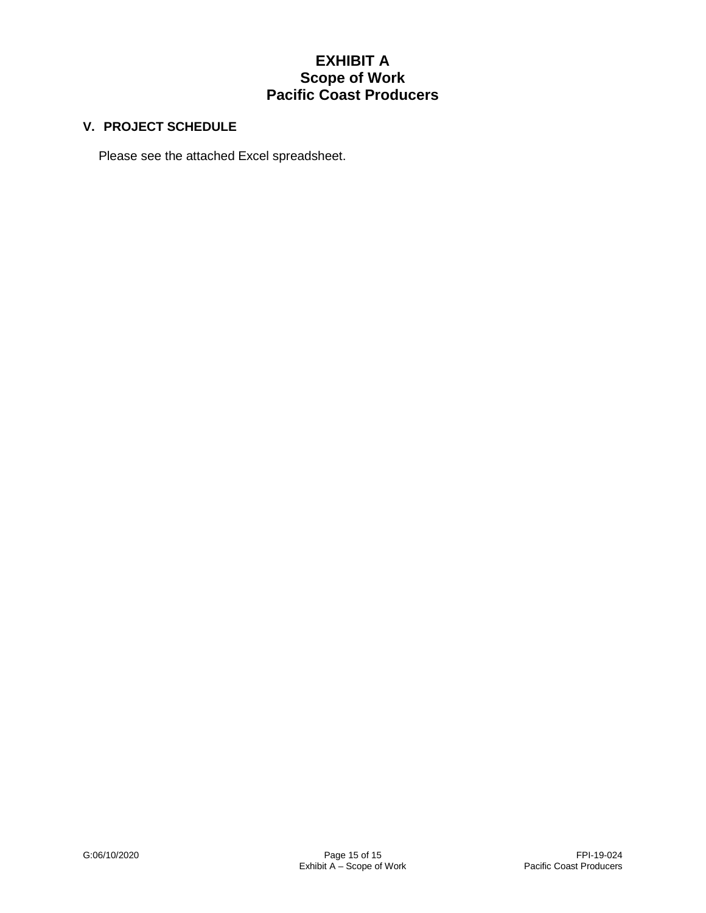# EXHIBIT A
# Scope of Work
# Pacific Coast Producers

## V. PROJECT SCHEDULE

Please see the attached Excel spreadsheet.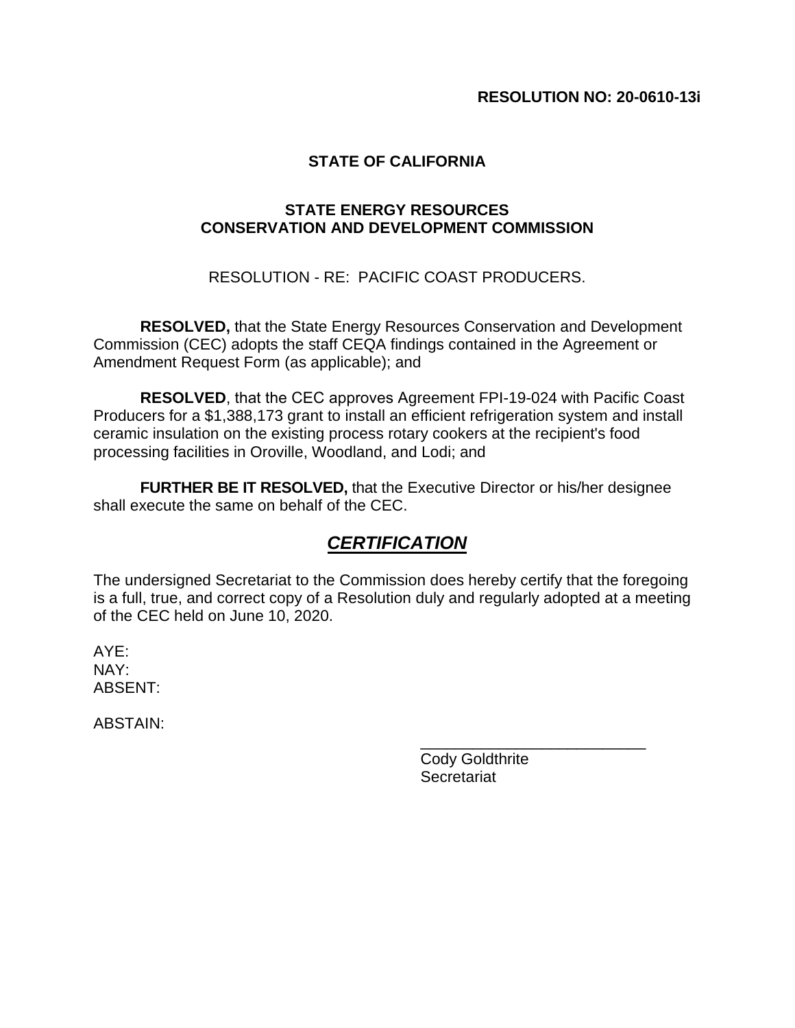**RESOLUTION NO: 20-0610-13i**

## STATE OF CALIFORNIA

### STATE ENERGY RESOURCES CONSERVATION AND DEVELOPMENT COMMISSION

RESOLUTION - RE: PACIFIC COAST PRODUCERS.

**RESOLVED,** that the State Energy Resources Conservation and Development Commission (CEC) adopts the staff CEQA findings contained in the Agreement or Amendment Request Form (as applicable); and

**RESOLVED**, that the CEC approves Agreement FPI-19-024 with Pacific Coast Producers for a $1,388,173 grant to install an efficient refrigeration system and install ceramic insulation on the existing process rotary cookers at the recipient's food processing facilities in Oroville, Woodland, and Lodi; and

**FURTHER BE IT RESOLVED,** that the Executive Director or his/her designee shall execute the same on behalf of the CEC.

## ***CERTIFICATION***

The undersigned Secretariat to the Commission does hereby certify that the foregoing is a full, true, and correct copy of a Resolution duly and regularly adopted at a meeting of the CEC held on June 10, 2020.

AYE:
NAY:
ABSENT:

ABSTAIN:

\_\_\_\_\_\_\_\_\_\_\_\_\_\_\_\_\_\_\_\_\_\_\_\_\_\_\_
Cody Goldthrite
Secretariat